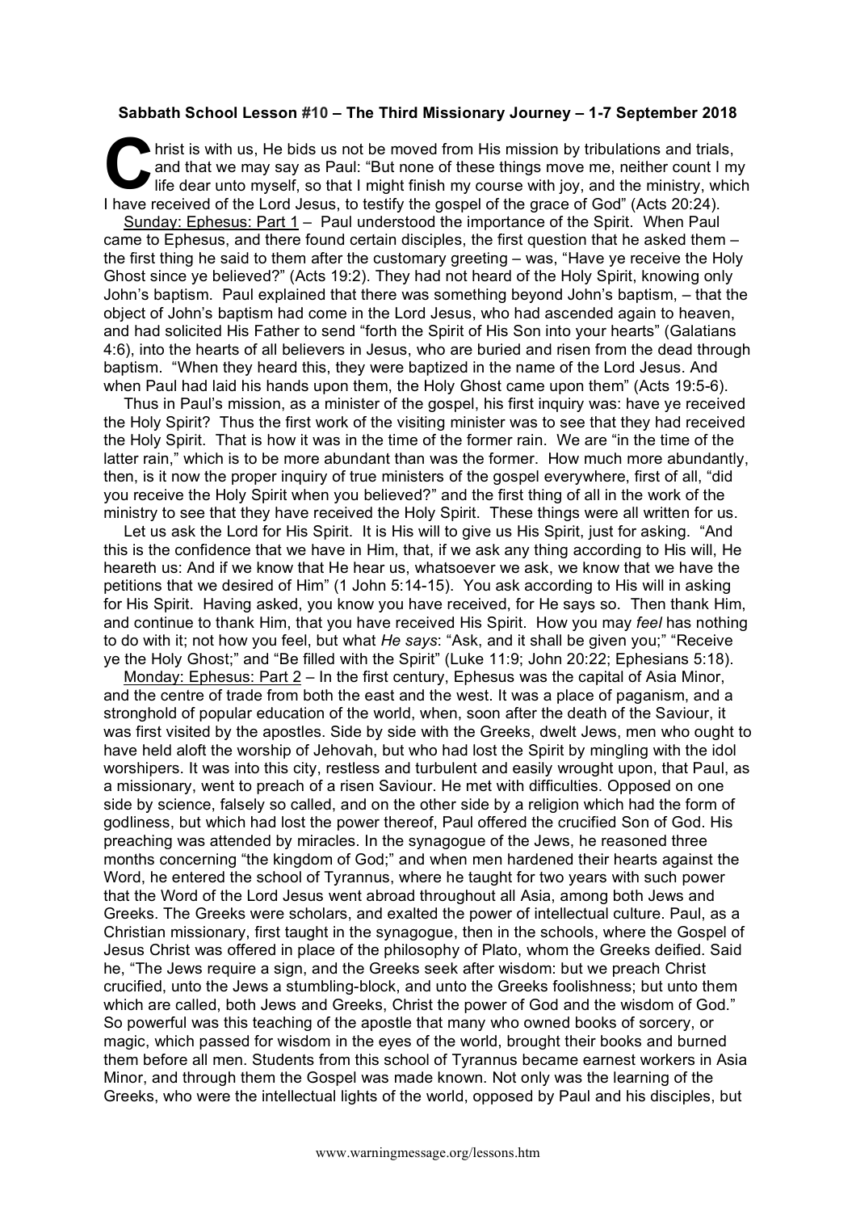**Sabbath School Lesson #10 – The Third Missionary Journey – 1-7 September 2018**

Christ is with us, He bids us not be moved from His mission by tribulations and trials, and that we may say as Paul: "But none of these things move me, neither count I my life dear unto myself, so that I might finish my course with joy, and the ministry, which I have received of the Lord Jesus, to testify the gospel of the grace of God" (Acts 20:24).

Sunday: Ephesus: Part 1 – Paul understood the importance of the Spirit. When Paul came to Ephesus, and there found certain disciples, the first question that he asked them – the first thing he said to them after the customary greeting – was, "Have ye receive the Holy Ghost since ye believed?" (Acts 19:2). They had not heard of the Holy Spirit, knowing only John's baptism. Paul explained that there was something beyond John's baptism, – that the object of John's baptism had come in the Lord Jesus, who had ascended again to heaven, and had solicited His Father to send "forth the Spirit of His Son into your hearts" (Galatians 4:6), into the hearts of all believers in Jesus, who are buried and risen from the dead through baptism. "When they heard this, they were baptized in the name of the Lord Jesus. And when Paul had laid his hands upon them, the Holy Ghost came upon them" (Acts 19:5-6).

Thus in Paul's mission, as a minister of the gospel, his first inquiry was: have ye received the Holy Spirit? Thus the first work of the visiting minister was to see that they had received the Holy Spirit. That is how it was in the time of the former rain. We are "in the time of the latter rain," which is to be more abundant than was the former. How much more abundantly, then, is it now the proper inquiry of true ministers of the gospel everywhere, first of all, "did you receive the Holy Spirit when you believed?" and the first thing of all in the work of the ministry to see that they have received the Holy Spirit. These things were all written for us.

Let us ask the Lord for His Spirit. It is His will to give us His Spirit, just for asking. "And this is the confidence that we have in Him, that, if we ask any thing according to His will, He heareth us: And if we know that He hear us, whatsoever we ask, we know that we have the petitions that we desired of Him" (1 John 5:14-15). You ask according to His will in asking for His Spirit. Having asked, you know you have received, for He says so. Then thank Him, and continue to thank Him, that you have received His Spirit. How you may *feel* has nothing to do with it; not how you feel, but what *He says*: "Ask, and it shall be given you;" "Receive ye the Holy Ghost;" and "Be filled with the Spirit" (Luke 11:9; John 20:22; Ephesians 5:18).

Monday: Ephesus: Part 2 – In the first century, Ephesus was the capital of Asia Minor, and the centre of trade from both the east and the west. It was a place of paganism, and a stronghold of popular education of the world, when, soon after the death of the Saviour, it was first visited by the apostles. Side by side with the Greeks, dwelt Jews, men who ought to have held aloft the worship of Jehovah, but who had lost the Spirit by mingling with the idol worshipers. It was into this city, restless and turbulent and easily wrought upon, that Paul, as a missionary, went to preach of a risen Saviour. He met with difficulties. Opposed on one side by science, falsely so called, and on the other side by a religion which had the form of godliness, but which had lost the power thereof, Paul offered the crucified Son of God. His preaching was attended by miracles. In the synagogue of the Jews, he reasoned three months concerning "the kingdom of God;" and when men hardened their hearts against the Word, he entered the school of Tyrannus, where he taught for two years with such power that the Word of the Lord Jesus went abroad throughout all Asia, among both Jews and Greeks. The Greeks were scholars, and exalted the power of intellectual culture. Paul, as a Christian missionary, first taught in the synagogue, then in the schools, where the Gospel of Jesus Christ was offered in place of the philosophy of Plato, whom the Greeks deified. Said he, "The Jews require a sign, and the Greeks seek after wisdom: but we preach Christ crucified, unto the Jews a stumbling-block, and unto the Greeks foolishness; but unto them which are called, both Jews and Greeks, Christ the power of God and the wisdom of God." So powerful was this teaching of the apostle that many who owned books of sorcery, or magic, which passed for wisdom in the eyes of the world, brought their books and burned them before all men. Students from this school of Tyrannus became earnest workers in Asia Minor, and through them the Gospel was made known. Not only was the learning of the Greeks, who were the intellectual lights of the world, opposed by Paul and his disciples, but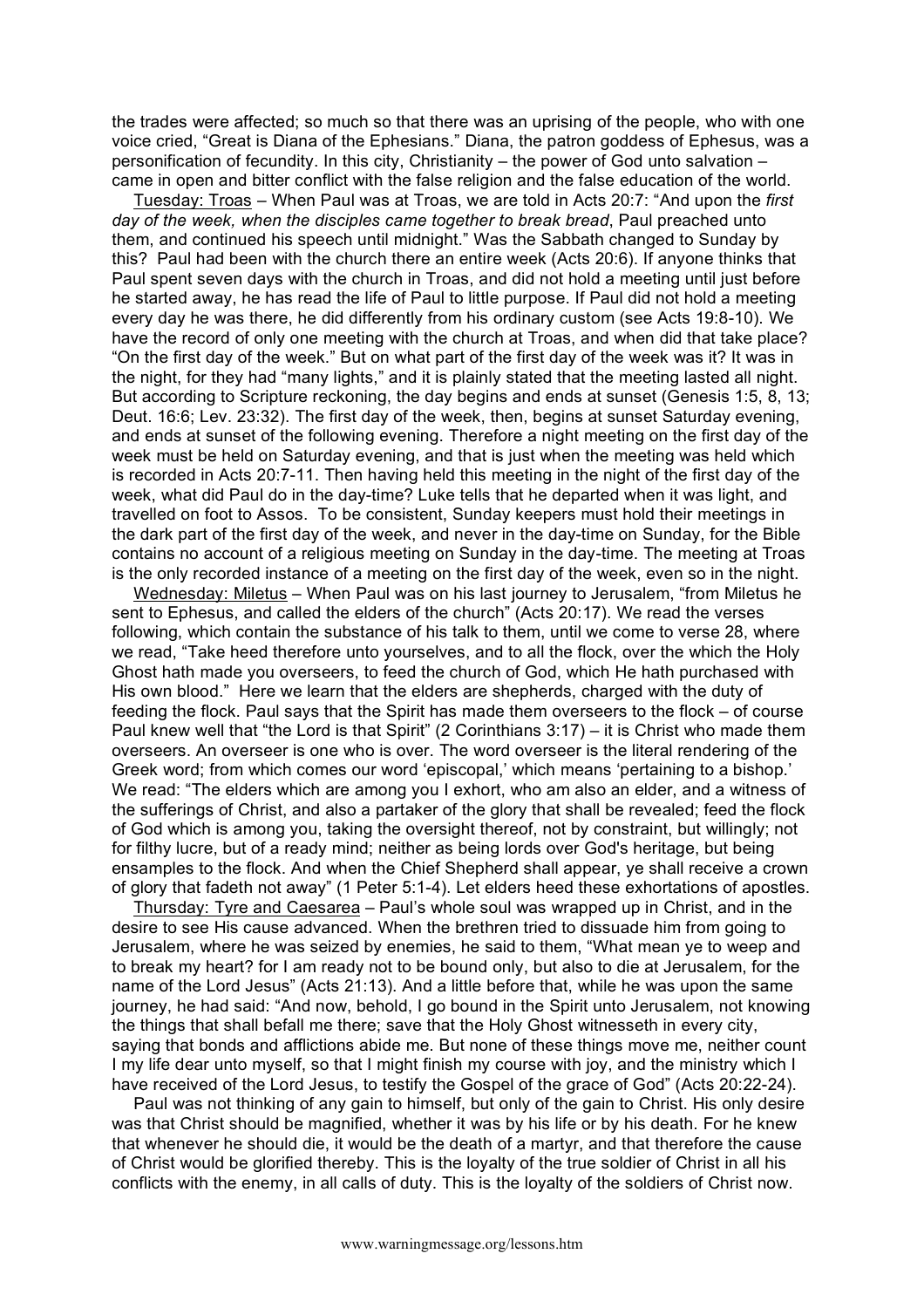the trades were affected; so much so that there was an uprising of the people, who with one voice cried, "Great is Diana of the Ephesians." Diana, the patron goddess of Ephesus, was a personification of fecundity. In this city, Christianity – the power of God unto salvation – came in open and bitter conflict with the false religion and the false education of the world.

Tuesday: Troas – When Paul was at Troas, we are told in Acts 20:7: "And upon the *first day of the week, when the disciples came together to break bread*, Paul preached unto them, and continued his speech until midnight." Was the Sabbath changed to Sunday by this? Paul had been with the church there an entire week (Acts 20:6). If anyone thinks that Paul spent seven days with the church in Troas, and did not hold a meeting until just before he started away, he has read the life of Paul to little purpose. If Paul did not hold a meeting every day he was there, he did differently from his ordinary custom (see Acts 19:8-10). We have the record of only one meeting with the church at Troas, and when did that take place? "On the first day of the week." But on what part of the first day of the week was it? It was in the night, for they had "many lights," and it is plainly stated that the meeting lasted all night. But according to Scripture reckoning, the day begins and ends at sunset (Genesis 1:5, 8, 13; Deut. 16:6; Lev. 23:32). The first day of the week, then, begins at sunset Saturday evening, and ends at sunset of the following evening. Therefore a night meeting on the first day of the week must be held on Saturday evening, and that is just when the meeting was held which is recorded in Acts 20:7-11. Then having held this meeting in the night of the first day of the week, what did Paul do in the day-time? Luke tells that he departed when it was light, and travelled on foot to Assos. To be consistent, Sunday keepers must hold their meetings in the dark part of the first day of the week, and never in the day-time on Sunday, for the Bible contains no account of a religious meeting on Sunday in the day-time. The meeting at Troas is the only recorded instance of a meeting on the first day of the week, even so in the night.

Wednesday: Miletus – When Paul was on his last journey to Jerusalem, "from Miletus he sent to Ephesus, and called the elders of the church" (Acts 20:17). We read the verses following, which contain the substance of his talk to them, until we come to verse 28, where we read, "Take heed therefore unto yourselves, and to all the flock, over the which the Holy Ghost hath made you overseers, to feed the church of God, which He hath purchased with His own blood." Here we learn that the elders are shepherds, charged with the duty of feeding the flock. Paul says that the Spirit has made them overseers to the flock – of course Paul knew well that "the Lord is that Spirit" (2 Corinthians 3:17) – it is Christ who made them overseers. An overseer is one who is over. The word overseer is the literal rendering of the Greek word; from which comes our word 'episcopal,' which means 'pertaining to a bishop.' We read: "The elders which are among you I exhort, who am also an elder, and a witness of the sufferings of Christ, and also a partaker of the glory that shall be revealed; feed the flock of God which is among you, taking the oversight thereof, not by constraint, but willingly; not for filthy lucre, but of a ready mind; neither as being lords over God's heritage, but being ensamples to the flock. And when the Chief Shepherd shall appear, ye shall receive a crown of glory that fadeth not away" (1 Peter 5:1-4). Let elders heed these exhortations of apostles.

Thursday: Tyre and Caesarea – Paul's whole soul was wrapped up in Christ, and in the desire to see His cause advanced. When the brethren tried to dissuade him from going to Jerusalem, where he was seized by enemies, he said to them, "What mean ye to weep and to break my heart? for I am ready not to be bound only, but also to die at Jerusalem, for the name of the Lord Jesus" (Acts 21:13). And a little before that, while he was upon the same journey, he had said: "And now, behold, I go bound in the Spirit unto Jerusalem, not knowing the things that shall befall me there; save that the Holy Ghost witnesseth in every city, saying that bonds and afflictions abide me. But none of these things move me, neither count I my life dear unto myself, so that I might finish my course with joy, and the ministry which I have received of the Lord Jesus, to testify the Gospel of the grace of God" (Acts 20:22-24).

Paul was not thinking of any gain to himself, but only of the gain to Christ. His only desire was that Christ should be magnified, whether it was by his life or by his death. For he knew that whenever he should die, it would be the death of a martyr, and that therefore the cause of Christ would be glorified thereby. This is the loyalty of the true soldier of Christ in all his conflicts with the enemy, in all calls of duty. This is the loyalty of the soldiers of Christ now.

www.warningmessage.org/lessons.htm